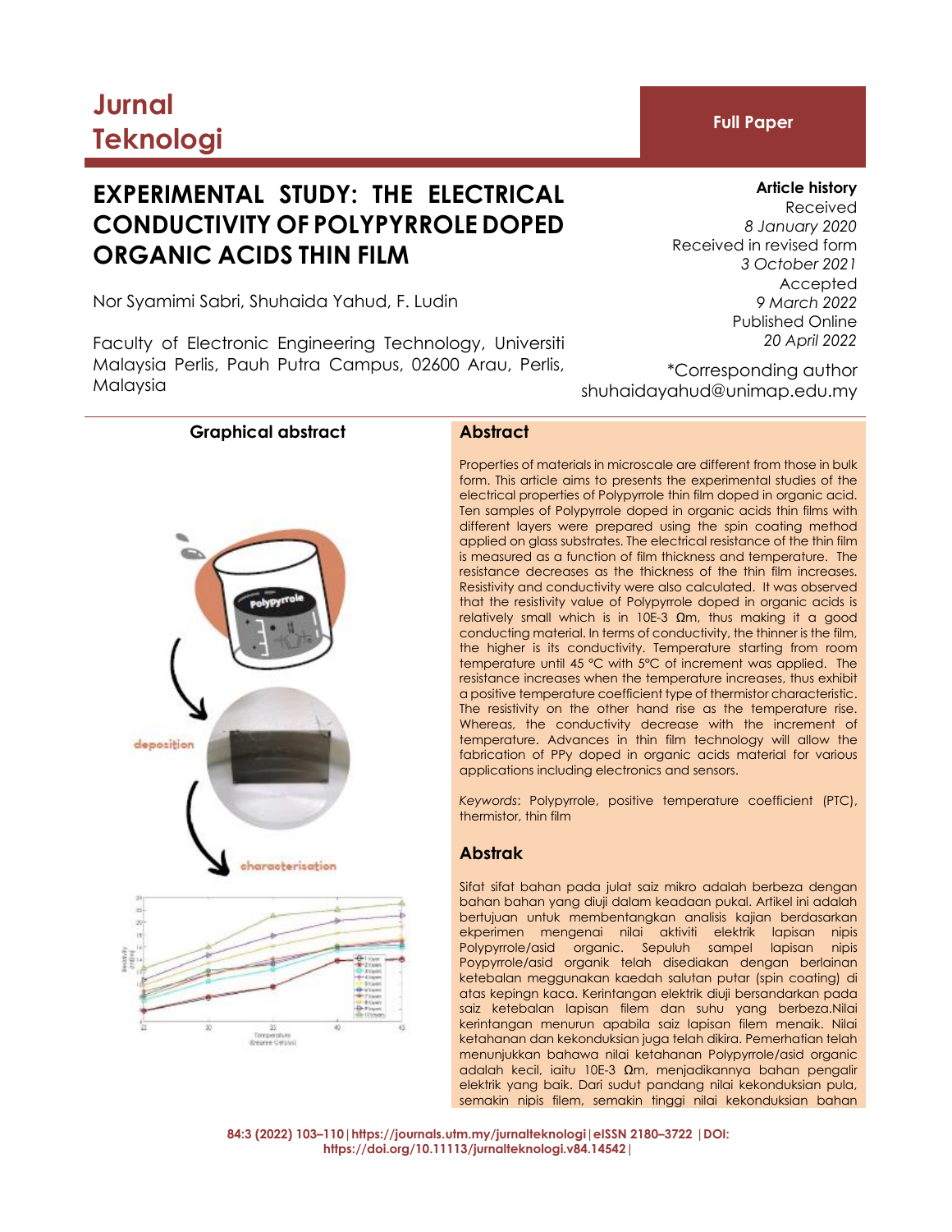# Jurnal Teknologi

**Full Paper**

# EXPERIMENTAL STUDY: THE ELECTRICAL CONDUCTIVITY OF POLYPYRROLE DOPED ORGANIC ACIDS THIN FILM

Nor Syamimi Sabri, Shuhaida Yahud, F. Ludin

Faculty of Electronic Engineering Technology, Universiti Malaysia Perlis, Pauh Putra Campus, 02600 Arau, Perlis, Malaysia

**Article history**
Received
*8 January 2020*
Received in revised form
*3 October 2021*
Accepted
*9 March 2022*
Published Online
*20 April 2022*

*Corresponding author
shuhaidayahud@unimap.edu.my

**Graphical abstract**

## Abstract

Properties of materials in microscale are different from those in bulk form. This article aims to presents the experimental studies of the electrical properties of Polypyrrole thin film doped in organic acid. Ten samples of Polypyrrole doped in organic acids thin films with different layers were prepared using the spin coating method applied on glass substrates. The electrical resistance of the thin film is measured as a function of film thickness and temperature. The resistance decreases as the thickness of the thin film increases. Resistivity and conductivity were also calculated. It was observed that the resistivity value of Polypyrrole doped in organic acids is relatively small which is in 10E-3 Ωm, thus making it a good conducting material. In terms of conductivity, the thinner is the film, the higher is its conductivity. Temperature starting from room temperature until 45 °C with 5°C of increment was applied. The resistance increases when the temperature increases, thus exhibit a positive temperature coefficient type of thermistor characteristic. The resistivity on the other hand rise as the temperature rise. Whereas, the conductivity decrease with the increment of temperature. Advances in thin film technology will allow the fabrication of PPy doped in organic acids material for various applications including electronics and sensors.

*Keywords*: Polypyrrole, positive temperature coefficient (PTC), thermistor, thin film

## Abstrak

Sifat sifat bahan pada julat saiz mikro adalah berbeza dengan bahan bahan yang diuji dalam keadaan pukal. Artikel ini adalah bertujuan untuk membentangkan analisis kajian berdasarkan ekperimen mengenai nilai aktiviti elektrik lapisan nipis Polypyrrole/asid organic. Sepuluh sampel lapisan nipis Poypyrrole/asid organik telah disediakan dengan berlainan ketebalan meggunakan kaedah salutan putar (spin coating) di atas kepingn kaca. Kerintangan elektrik diuji bersandarkan pada saiz ketebalan lapisan filem dan suhu yang berbeza.Nilai kerintangan menurun apabila saiz lapisan filem menaik. Nilai ketahanan dan kekonduksian juga telah dikira. Pemerhatian telah menunjukkan bahawa nilai ketahanan Polypyrrole/asid organic adalah kecil, iaitu 10E-3 Ωm, menjadikannya bahan pengalir elektrik yang baik. Dari sudut pandang nilai kekonduksian pula, semakin nipis filem, semakin tinggi nilai kekonduksian bahan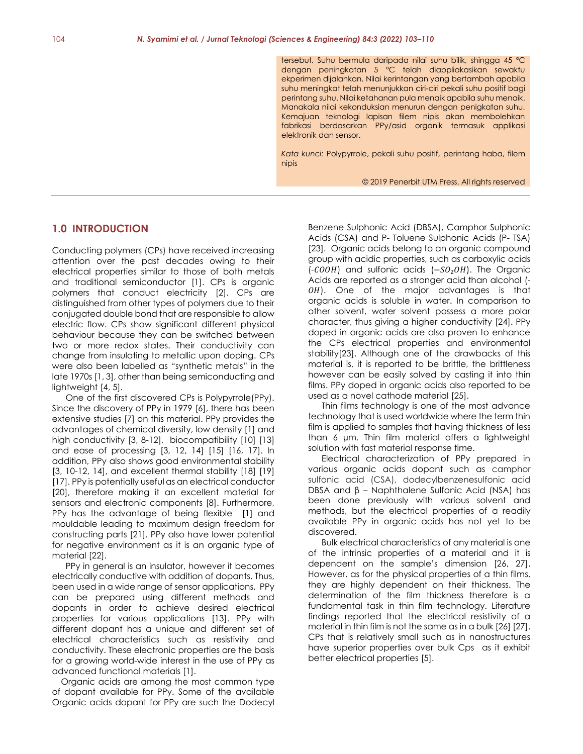tersebut. Suhu bermula daripada nilai suhu bilik, shingga 45 °C dengan peningkatan 5 °C telah diapliakasikan sewaktu ekperimen dijalankan. Nilai kerintangan yang bertambah apabila suhu meningkat telah menunjukkan ciri-ciri pekali suhu positif bagi perintang suhu. Nilai ketahanan pula menaik apabila suhu menaik. Manakala nilai kekonduksian menurun dengan penigkatan suhu. Kemajuan teknologi lapisan filem nipis akan membolehkan fabrikasi berdasarkan PPy/asid organik termasuk applikasi elektronik dan sensor.

*Kata kunci:* Polypyrrole, pekali suhu positif, perintang haba, filem nipis

© 2019 Penerbit UTM Press. All rights reserved

## 1.0 INTRODUCTION

Conducting polymers (CPs) have received increasing attention over the past decades owing to their electrical properties similar to those of both metals and traditional semiconductor [1]. CPs is organic polymers that conduct electricity [2]. CPs are distinguished from other types of polymers due to their conjugated double bond that are responsible to allow electric flow. CPs show significant different physical behaviour because they can be switched between two or more redox states. Their conductivity can change from insulating to metallic upon doping. CPs were also been labelled as "synthetic metals" in the late 1970s [1, 3], other than being semiconducting and lightweight [4, 5].

One of the first discovered CPs is Polypyrrole(PPy). Since the discovery of PPy in 1979 [6], there has been extensive studies [7] on this material. PPy provides the advantages of chemical diversity, low density [1] and high conductivity [3, 8-12], biocompatibility [10] [13] and ease of processing [3, 12, 14] [15] [16, 17]. In addition, PPy also shows good environmental stability [3, 10-12, 14], and excellent thermal stability [18] [19] [17]. PPy is potentially useful as an electrical conductor [20], therefore making it an excellent material for sensors and electronic components [8]. Furthermore, PPy has the advantage of being flexible [1] and mouldable leading to maximum design freedom for constructing parts [21]. PPy also have lower potential for negative environment as it is an organic type of material [22].

PPy in general is an insulator, however it becomes electrically conductive with addition of dopants. Thus, been used in a wide range of sensor applications. PPy can be prepared using different methods and dopants in order to achieve desired electrical properties for various applications [13]. PPy with different dopant has a unique and different set of electrical characteristics such as resistivity and conductivity. These electronic properties are the basis for a growing world-wide interest in the use of PPy as advanced functional materials [1].

Organic acids are among the most common type of dopant available for PPy. Some of the available Organic acids dopant for PPy are such the Dodecyl Benzene Sulphonic Acid (DBSA), Camphor Sulphonic Acids (CSA) and P- Toluene Sulphonic Acids (P- TSA) [23]. Organic acids belong to an organic compound group with acidic properties, such as carboxylic acids (-$COOH$) and sulfonic acids ($-SO_2OH$). The Organic Acids are reported as a stronger acid than alcohol (-$OH$). One of the major advantages is that organic acids is soluble in water. In comparison to other solvent, water solvent possess a more polar character, thus giving a higher conductivity [24]. PPy doped in organic acids are also proven to enhance the CPs electrical properties and environmental stability[23]. Although one of the drawbacks of this material is, it is reported to be brittle, the brittleness however can be easily solved by casting it into thin films. PPy doped in organic acids also reported to be used as a novel cathode material [25].

Thin films technology is one of the most advance technology that is used worldwide where the term thin film is applied to samples that having thickness of less than 6 µm. Thin film material offers a lightweight solution with fast material response time.

Electrical characterization of PPy prepared in various organic acids dopant such as camphor sulfonic acid (CSA), dodecylbenzenesulfonic acid DBSA and β – Naphthalene Sulfonic Acid (NSA) has been done previously with various solvent and methods, but the electrical properties of a readily available PPy in organic acids has not yet to be discovered.

Bulk electrical characteristics of any material is one of the intrinsic properties of a material and it is dependent on the sample's dimension [26, 27]. However, as for the physical properties of a thin films, they are highly dependent on their thickness. The determination of the film thickness therefore is a fundamental task in thin film technology. Literature findings reported that the electrical resistivity of a material in thin film is not the same as in a bulk [26] [27]. CPs that is relatively small such as in nanostructures have superior properties over bulk Cps as it exhibit better electrical properties [5].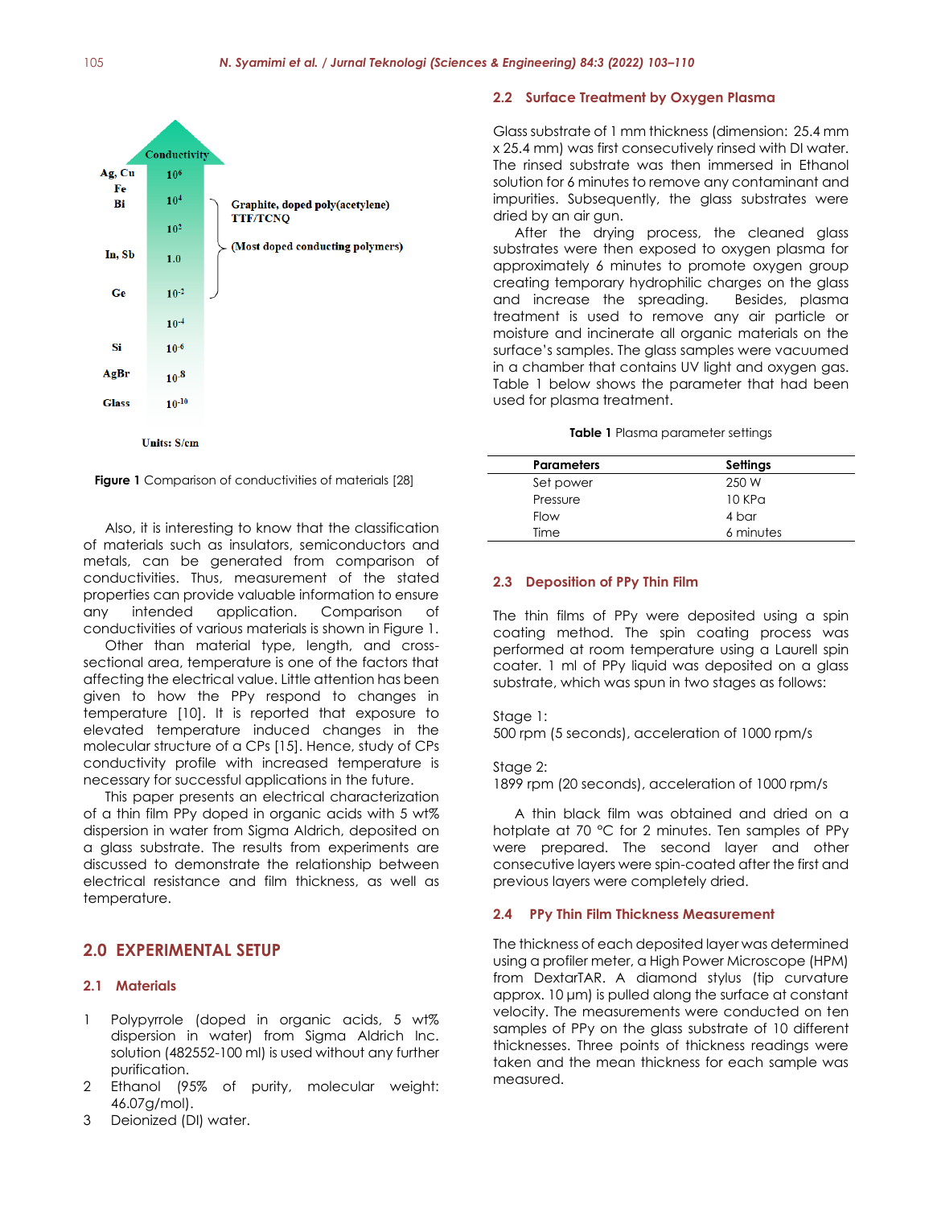Conductivity

| | Conductivity | |
|---|---|---|
| Ag, Cu | $10^6$ | |
| Fe | | |
| Bi | $10^4$ | Graphite, doped poly(acetylene) TTF/TCNQ |
| | $10^2$ | |
| In, Sb | 1.0 | (Most doped conducting polymers) |
| Ge | $10^{-2}$ | |
| | $10^{-4}$ | |
| Si | $10^{-6}$ | |
| AgBr | $10^{-8}$ | |
| Glass | $10^{-10}$ | |

Units: S/cm

**Figure 1** Comparison of conductivities of materials [28]

Also, it is interesting to know that the classification of materials such as insulators, semiconductors and metals, can be generated from comparison of conductivities. Thus, measurement of the stated properties can provide valuable information to ensure any intended application. Comparison of conductivities of various materials is shown in Figure 1.

Other than material type, length, and cross-sectional area, temperature is one of the factors that affecting the electrical value. Little attention has been given to how the PPy respond to changes in temperature [10]. It is reported that exposure to elevated temperature induced changes in the molecular structure of a CPs [15]. Hence, study of CPs conductivity profile with increased temperature is necessary for successful applications in the future.

This paper presents an electrical characterization of a thin film PPy doped in organic acids with 5 wt% dispersion in water from Sigma Aldrich, deposited on a glass substrate. The results from experiments are discussed to demonstrate the relationship between electrical resistance and film thickness, as well as temperature.

## 2.0 EXPERIMENTAL SETUP

### 2.1 Materials

1. Polypyrrole (doped in organic acids, 5 wt% dispersion in water) from Sigma Aldrich Inc. solution (482552-100 ml) is used without any further purification.
2. Ethanol (95% of purity, molecular weight: 46.07g/mol).
3. Deionized (DI) water.

### 2.2 Surface Treatment by Oxygen Plasma

Glass substrate of 1 mm thickness (dimension: 25.4 mm x 25.4 mm) was first consecutively rinsed with DI water. The rinsed substrate was then immersed in Ethanol solution for 6 minutes to remove any contaminant and impurities. Subsequently, the glass substrates were dried by an air gun.

After the drying process, the cleaned glass substrates were then exposed to oxygen plasma for approximately 6 minutes to promote oxygen group creating temporary hydrophilic charges on the glass and increase the spreading. Besides, plasma treatment is used to remove any air particle or moisture and incinerate all organic materials on the surface's samples. The glass samples were vacuumed in a chamber that contains UV light and oxygen gas. Table 1 below shows the parameter that had been used for plasma treatment.

**Table 1** Plasma parameter settings

| Parameters | Settings |
|---|---|
| Set power | 250 W |
| Pressure | 10 KPa |
| Flow | 4 bar |
| Time | 6 minutes |

### 2.3 Deposition of PPy Thin Film

The thin films of PPy were deposited using a spin coating method. The spin coating process was performed at room temperature using a Laurell spin coater. 1 ml of PPy liquid was deposited on a glass substrate, which was spun in two stages as follows:

Stage 1:
500 rpm (5 seconds), acceleration of 1000 rpm/s

Stage 2:
1899 rpm (20 seconds), acceleration of 1000 rpm/s

A thin black film was obtained and dried on a hotplate at 70 °C for 2 minutes. Ten samples of PPy were prepared. The second layer and other consecutive layers were spin-coated after the first and previous layers were completely dried.

### 2.4 PPy Thin Film Thickness Measurement

The thickness of each deposited layer was determined using a profiler meter, a High Power Microscope (HPM) from DextarTAR. A diamond stylus (tip curvature approx. 10 µm) is pulled along the surface at constant velocity. The measurements were conducted on ten samples of PPy on the glass substrate of 10 different thicknesses. Three points of thickness readings were taken and the mean thickness for each sample was measured.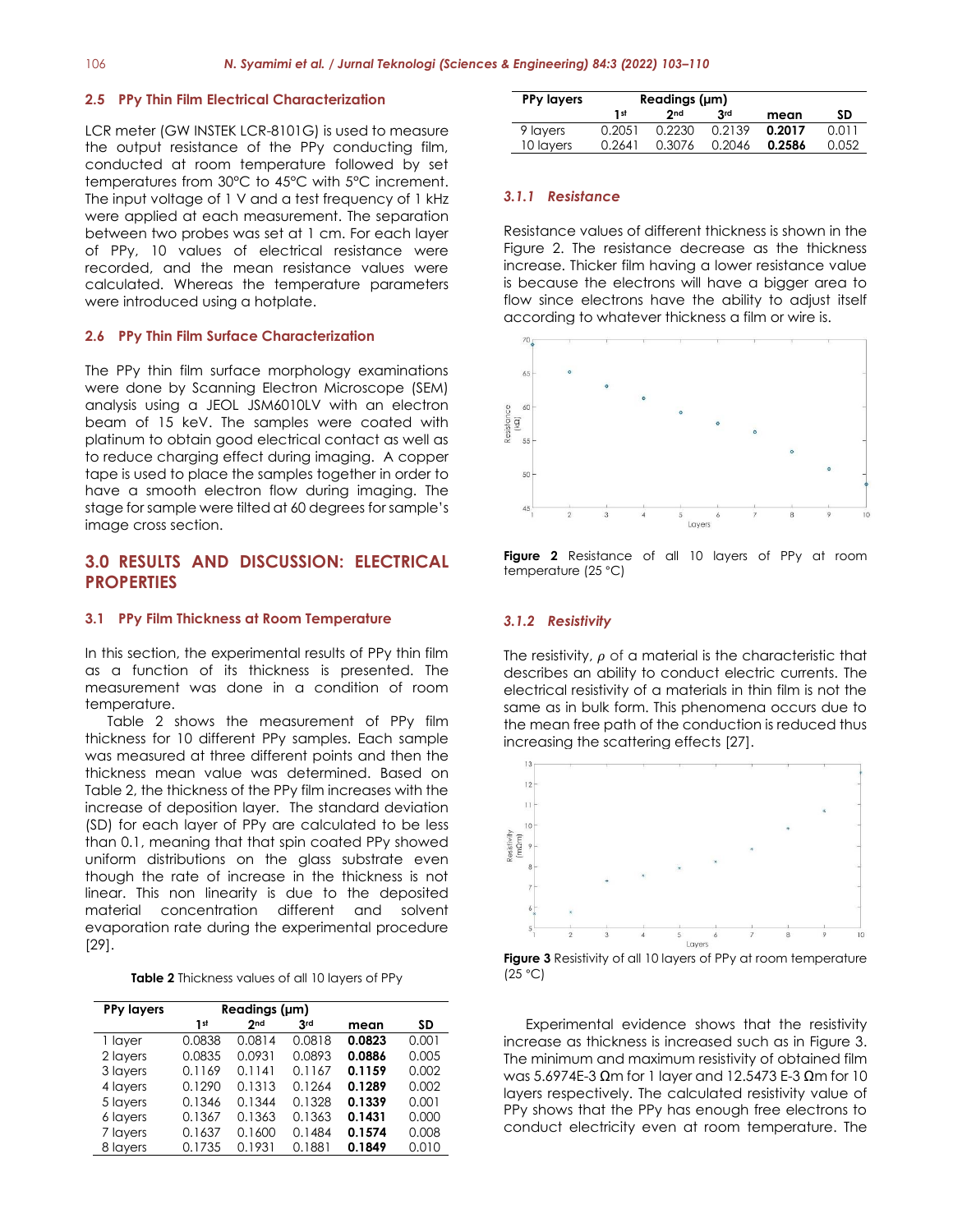### 2.5 PPy Thin Film Electrical Characterization

LCR meter (GW INSTEK LCR-8101G) is used to measure the output resistance of the PPy conducting film, conducted at room temperature followed by set temperatures from 30°C to 45°C with 5°C increment. The input voltage of 1 V and a test frequency of 1 kHz were applied at each measurement. The separation between two probes was set at 1 cm. For each layer of PPy, 10 values of electrical resistance were recorded, and the mean resistance values were calculated. Whereas the temperature parameters were introduced using a hotplate.

### 2.6 PPy Thin Film Surface Characterization

The PPy thin film surface morphology examinations were done by Scanning Electron Microscope (SEM) analysis using a JEOL JSM6010LV with an electron beam of 15 keV. The samples were coated with platinum to obtain good electrical contact as well as to reduce charging effect during imaging. A copper tape is used to place the samples together in order to have a smooth electron flow during imaging. The stage for sample were tilted at 60 degrees for sample's image cross section.

## 3.0 RESULTS AND DISCUSSION: ELECTRICAL PROPERTIES

### 3.1 PPy Film Thickness at Room Temperature

In this section, the experimental results of PPy thin film as a function of its thickness is presented. The measurement was done in a condition of room temperature.

Table 2 shows the measurement of PPy film thickness for 10 different PPy samples. Each sample was measured at three different points and then the thickness mean value was determined. Based on Table 2, the thickness of the PPy film increases with the increase of deposition layer. The standard deviation (SD) for each layer of PPy are calculated to be less than 0.1, meaning that that spin coated PPy showed uniform distributions on the glass substrate even though the rate of increase in the thickness is not linear. This non linearity is due to the deposited material concentration different and solvent evaporation rate during the experimental procedure [29].

**Table 2** Thickness values of all 10 layers of PPy

| PPy layers | Readings (µm) | | | | |
|---|---|---|---|---|---|
| | 1[st] | 2[nd] | 3[rd] | mean | SD |
| 1 layer | 0.0838 | 0.0814 | 0.0818 | **0.0823** | 0.001 |
| 2 layers | 0.0835 | 0.0931 | 0.0893 | **0.0886** | 0.005 |
| 3 layers | 0.1169 | 0.1141 | 0.1167 | **0.1159** | 0.002 |
| 4 layers | 0.1290 | 0.1313 | 0.1264 | **0.1289** | 0.002 |
| 5 layers | 0.1346 | 0.1344 | 0.1328 | **0.1339** | 0.001 |
| 6 layers | 0.1367 | 0.1363 | 0.1363 | **0.1431** | 0.000 |
| 7 layers | 0.1637 | 0.1600 | 0.1484 | **0.1574** | 0.008 |
| 8 layers | 0.1735 | 0.1931 | 0.1881 | **0.1849** | 0.010 |
| 9 layers | 0.2051 | 0.2230 | 0.2139 | **0.2017** | 0.011 |
| 10 layers | 0.2641 | 0.3076 | 0.2046 | **0.2586** | 0.052 |

#### *3.1.1 Resistance*

Resistance values of different thickness is shown in the Figure 2. The resistance decrease as the thickness increase. Thicker film having a lower resistance value is because the electrons will have a bigger area to flow since electrons have the ability to adjust itself according to whatever thickness a film or wire is.

**Figure 2** Resistance of all 10 layers of PPy at room temperature (25 °C)

#### *3.1.2 Resistivity*

The resistivity, $\rho$ of a material is the characteristic that describes an ability to conduct electric currents. The electrical resistivity of a materials in thin film is not the same as in bulk form. This phenomena occurs due to the mean free path of the conduction is reduced thus increasing the scattering effects [27].

**Figure 3** Resistivity of all 10 layers of PPy at room temperature (25 °C)

Experimental evidence shows that the resistivity increase as thickness is increased such as in Figure 3. The minimum and maximum resistivity of obtained film was 5.6974E-3 Ωm for 1 layer and 12.5473 E-3 Ωm for 10 layers respectively. The calculated resistivity value of PPy shows that the PPy has enough free electrons to conduct electricity even at room temperature. The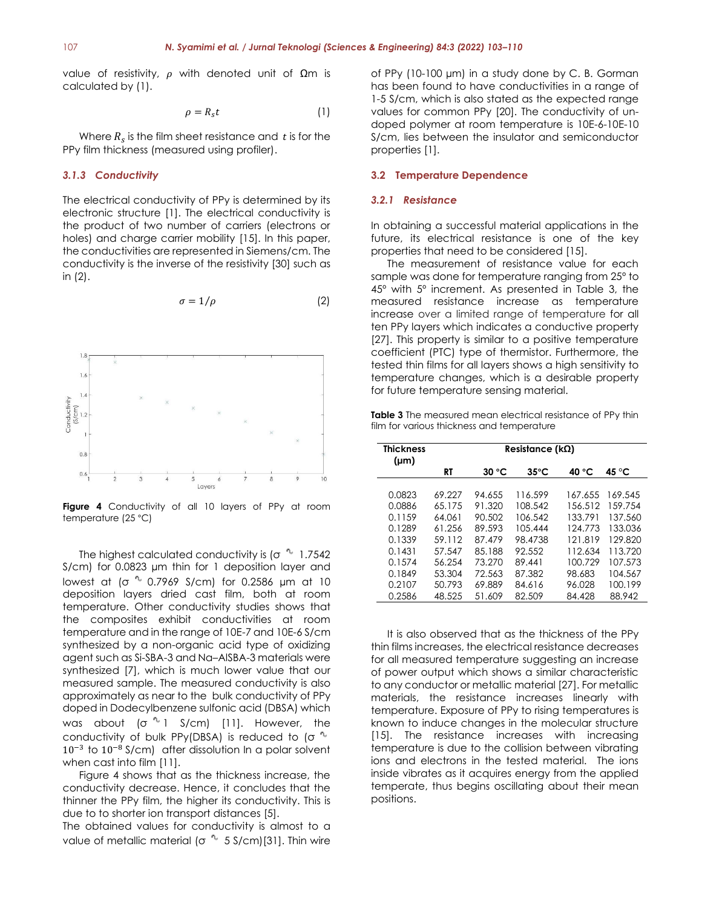value of resistivity, $\rho$ with denoted unit of Ωm is calculated by (1).

$$\rho = R_s t \quad (1)$$

Where $R_s$ is the film sheet resistance and $t$ is for the PPy film thickness (measured using profiler).

### *3.1.3 Conductivity*

The electrical conductivity of PPy is determined by its electronic structure [1]. The electrical conductivity is the product of two number of carriers (electrons or holes) and charge carrier mobility [15]. In this paper, the conductivities are represented in Siemens/cm. The conductivity is the inverse of the resistivity [30] such as in (2).

$$\sigma = 1/\rho \quad (2)$$

**Figure 4** Conductivity of all 10 layers of PPy at room temperature (25 °C)

The highest calculated conductivity is ($\sigma \sim$ 1.7542 S/cm) for 0.0823 µm thin for 1 deposition layer and lowest at ($\sigma \sim$ 0.7969 S/cm) for 0.2586 µm at 10 deposition layers dried cast film, both at room temperature. Other conductivity studies shows that the composites exhibit conductivities at room temperature and in the range of 10E-7 and 10E-6 S/cm synthesized by a non-organic acid type of oxidizing agent such as Si-SBA-3 and Na–AlSBA-3 materials were synthesized [7], which is much lower value that our measured sample. The measured conductivity is also approximately as near to the bulk conductivity of PPy doped in Dodecylbenzene sulfonic acid (DBSA) which was about ($\sigma \sim$ 1 S/cm) [11]. However, the conductivity of bulk PPy(DBSA) is reduced to ($\sigma \sim 10^{-3}$ to $10^{-8}$ S/cm) after dissolution In a polar solvent when cast into film [11].

Figure 4 shows that as the thickness increase, the conductivity decrease. Hence, it concludes that the thinner the PPy film, the higher its conductivity. This is due to to shorter ion transport distances [5].

The obtained values for conductivity is almost to a value of metallic material ($\sigma \sim$ 5 S/cm)[31]. Thin wire of PPy (10-100 µm) in a study done by C. B. Gorman has been found to have conductivities in a range of 1-5 S/cm, which is also stated as the expected range values for common PPy [20]. The conductivity of un-doped polymer at room temperature is 10E-6-10E-10 S/cm, lies between the insulator and semiconductor properties [1].

## 3.2 Temperature Dependence

### *3.2.1 Resistance*

In obtaining a successful material applications in the future, its electrical resistance is one of the key properties that need to be considered [15].

The measurement of resistance value for each sample was done for temperature ranging from 25° to 45° with 5° increment. As presented in Table 3, the measured resistance increase as temperature increase over a limited range of temperature for all ten PPy layers which indicates a conductive property [27]. This property is similar to a positive temperature coefficient (PTC) type of thermistor. Furthermore, the tested thin films for all layers shows a high sensitivity to temperature changes, which is a desirable property for future temperature sensing material.

**Table 3** The measured mean electrical resistance of PPy thin film for various thickness and temperature

| Thickness (µm) | Resistance (kΩ) | | | | |
|---|---|---|---|---|---|
| | RT | 30 °C | 35°C | 40 °C | 45 °C |
| 0.0823 | 69.227 | 94.655 | 116.599 | 167.655 | 169.545 |
| 0.0886 | 65.175 | 91.320 | 108.542 | 156.512 | 159.754 |
| 0.1159 | 64.061 | 90.502 | 106.542 | 133.791 | 137.560 |
| 0.1289 | 61.256 | 89.593 | 105.444 | 124.773 | 133.036 |
| 0.1339 | 59.112 | 87.479 | 98.4738 | 121.819 | 129.820 |
| 0.1431 | 57.547 | 85.188 | 92.552 | 112.634 | 113.720 |
| 0.1574 | 56.254 | 73.270 | 89.441 | 100.729 | 107.573 |
| 0.1849 | 53.304 | 72.563 | 87.382 | 98.683 | 104.567 |
| 0.2107 | 50.793 | 69.889 | 84.616 | 96.028 | 100.199 |
| 0.2586 | 48.525 | 51.609 | 82.509 | 84.428 | 88.942 |

It is also observed that as the thickness of the PPy thin films increases, the electrical resistance decreases for all measured temperature suggesting an increase of power output which shows a similar characteristic to any conductor or metallic material [27]. For metallic materials, the resistance increases linearly with temperature. Exposure of PPy to rising temperatures is known to induce changes in the molecular structure [15]. The resistance increases with increasing temperature is due to the collision between vibrating ions and electrons in the tested material. The ions inside vibrates as it acquires energy from the applied temperate, thus begins oscillating about their mean positions.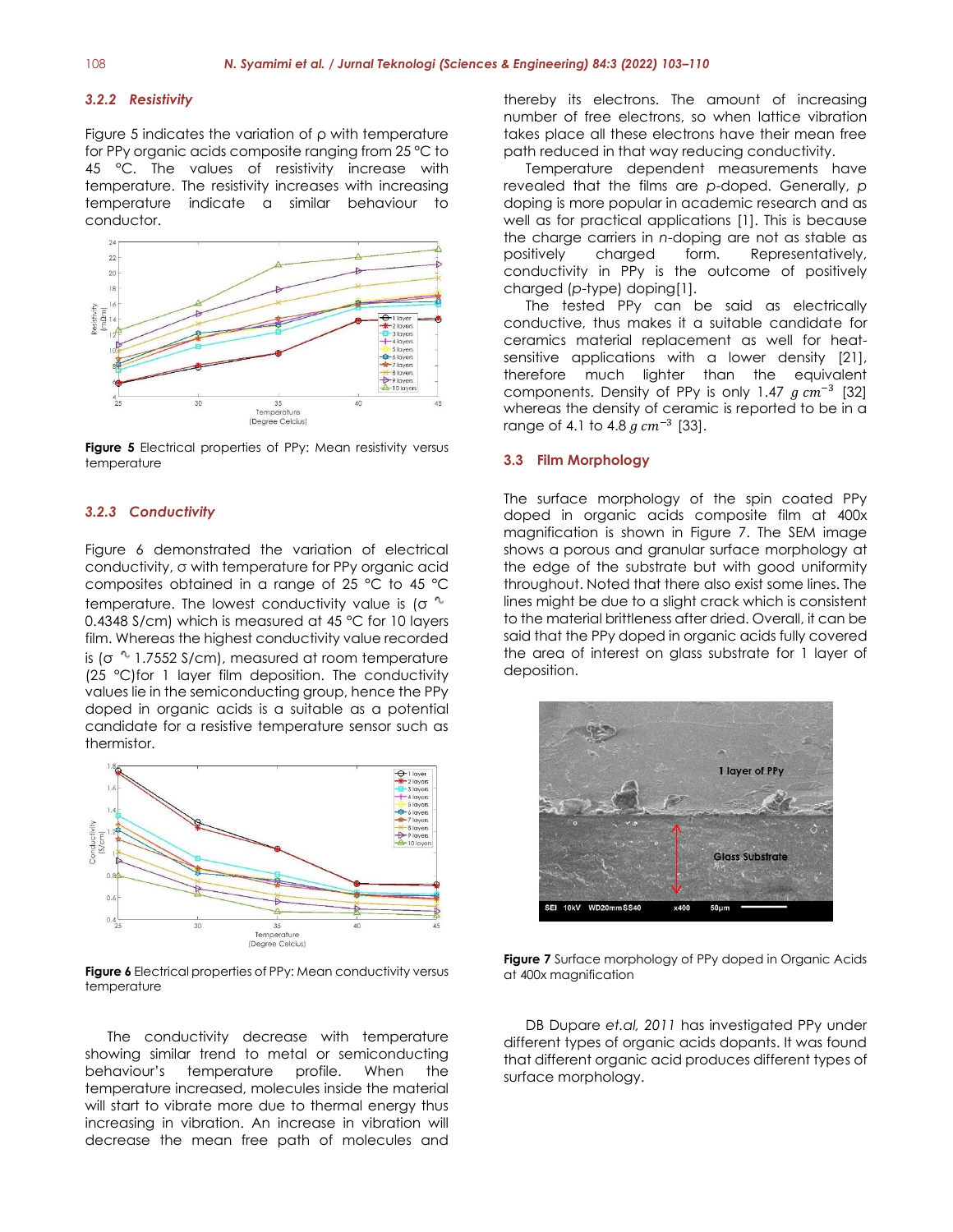### 3.2.2 Resistivity

Figure 5 indicates the variation of ρ with temperature for PPy organic acids composite ranging from 25 °C to 45 °C. The values of resistivity increase with temperature. The resistivity increases with increasing temperature indicate a similar behaviour to conductor.

**Figure 5** Electrical properties of PPy: Mean resistivity versus temperature

### 3.2.3 Conductivity

Figure 6 demonstrated the variation of electrical conductivity, σ with temperature for PPy organic acid composites obtained in a range of 25 °C to 45 °C temperature. The lowest conductivity value is (σ ~ 0.4348 S/cm) which is measured at 45 °C for 10 layers film. Whereas the highest conductivity value recorded is (σ ~ 1.7552 S/cm), measured at room temperature (25 °C)for 1 layer film deposition. The conductivity values lie in the semiconducting group, hence the PPy doped in organic acids is a suitable as a potential candidate for a resistive temperature sensor such as thermistor.

**Figure 6** Electrical properties of PPy: Mean conductivity versus temperature

The conductivity decrease with temperature showing similar trend to metal or semiconducting behaviour's temperature profile. When the temperature increased, molecules inside the material will start to vibrate more due to thermal energy thus increasing in vibration. An increase in vibration will decrease the mean free path of molecules and thereby its electrons. The amount of increasing number of free electrons, so when lattice vibration takes place all these electrons have their mean free path reduced in that way reducing conductivity.

Temperature dependent measurements have revealed that the films are *p*-doped. Generally, *p* doping is more popular in academic research and as well as for practical applications [1]. This is because the charge carriers in *n*-doping are not as stable as positively charged form. Representatively, conductivity in PPy is the outcome of positively charged (*p*-type) doping[1].

The tested PPy can be said as electrically conductive, thus makes it a suitable candidate for ceramics material replacement as well for heat-sensitive applications with a lower density [21], therefore much lighter than the equivalent components. Density of PPy is only 1.47 $g\ cm^{-3}$ [32] whereas the density of ceramic is reported to be in a range of 4.1 to 4.8 $g\ cm^{-3}$ [33].

## 3.3 Film Morphology

The surface morphology of the spin coated PPy doped in organic acids composite film at 400x magnification is shown in Figure 7. The SEM image shows a porous and granular surface morphology at the edge of the substrate but with good uniformity throughout. Noted that there also exist some lines. The lines might be due to a slight crack which is consistent to the material brittleness after dried. Overall, it can be said that the PPy doped in organic acids fully covered the area of interest on glass substrate for 1 layer of deposition.

**Figure 7** Surface morphology of PPy doped in Organic Acids at 400x magnification

DB Dupare *et.al, 2011* has investigated PPy under different types of organic acids dopants. It was found that different organic acid produces different types of surface morphology.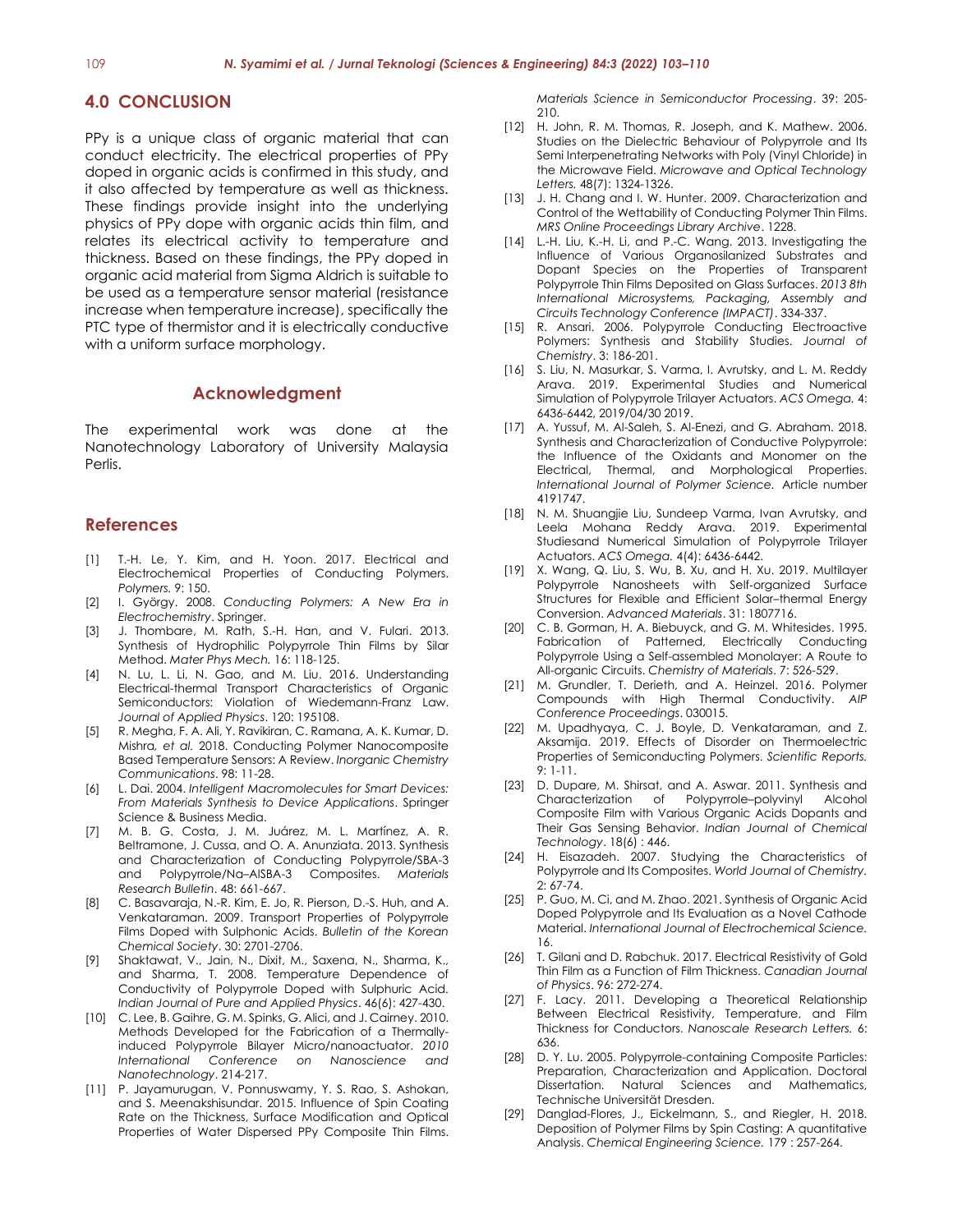## 4.0 CONCLUSION

PPy is a unique class of organic material that can conduct electricity. The electrical properties of PPy doped in organic acids is confirmed in this study, and it also affected by temperature as well as thickness. These findings provide insight into the underlying physics of PPy dope with organic acids thin film, and relates its electrical activity to temperature and thickness. Based on these findings, the PPy doped in organic acid material from Sigma Aldrich is suitable to be used as a temperature sensor material (resistance increase when temperature increase), specifically the PTC type of thermistor and it is electrically conductive with a uniform surface morphology.

## Acknowledgment

The experimental work was done at the Nanotechnology Laboratory of University Malaysia Perlis.

## References

[1] T.-H. Le, Y. Kim, and H. Yoon. 2017. Electrical and Electrochemical Properties of Conducting Polymers. *Polymers.* 9: 150.

[2] I. György. 2008. *Conducting Polymers: A New Era in Electrochemistry*. Springer.

[3] J. Thombare, M. Rath, S.-H. Han, and V. Fulari. 2013. Synthesis of Hydrophilic Polypyrrole Thin Films by Silar Method. *Mater Phys Mech.* 16: 118-125.

[4] N. Lu, L. Li, N. Gao, and M. Liu. 2016. Understanding Electrical-thermal Transport Characteristics of Organic Semiconductors: Violation of Wiedemann-Franz Law. *Journal of Applied Physics*. 120: 195108.

[5] R. Megha, F. A. Ali, Y. Ravikiran, C. Ramana, A. K. Kumar, D. Mishra, *et al.* 2018. Conducting Polymer Nanocomposite Based Temperature Sensors: A Review. *Inorganic Chemistry Communications*. 98: 11-28.

[6] L. Dai. 2004. *Intelligent Macromolecules for Smart Devices: From Materials Synthesis to Device Applications*. Springer Science & Business Media.

[7] M. B. G. Costa, J. M. Juárez, M. L. Martínez, A. R. Beltramone, J. Cussa, and O. A. Anunziata. 2013. Synthesis and Characterization of Conducting Polypyrrole/SBA-3 and Polypyrrole/Na–AlSBA-3 Composites. *Materials Research Bulletin*. 48: 661-667.

[8] C. Basavaraja, N.-R. Kim, E. Jo, R. Pierson, D.-S. Huh, and A. Venkataraman. 2009. Transport Properties of Polypyrrole Films Doped with Sulphonic Acids. *Bulletin of the Korean Chemical Society*. 30: 2701-2706.

[9] Shaktawat, V., Jain, N., Dixit, M., Saxena, N., Sharma, K., and Sharma, T. 2008. Temperature Dependence of Conductivity of Polypyrrole Doped with Sulphuric Acid. *Indian Journal of Pure and Applied Physics*. 46(6): 427-430.

[10] C. Lee, B. Gaihre, G. M. Spinks, G. Alici, and J. Cairney. 2010. Methods Developed for the Fabrication of a Thermally-induced Polypyrrole Bilayer Micro/nanoactuator. *2010 International Conference on Nanoscience and Nanotechnology*. 214-217.

[11] P. Jayamurugan, V. Ponnuswamy, Y. S. Rao, S. Ashokan, and S. Meenakshisundar. 2015. Influence of Spin Coating Rate on the Thickness, Surface Modification and Optical Properties of Water Dispersed PPy Composite Thin Films. *Materials Science in Semiconductor Processing*. 39: 205-210.

[12] H. John, R. M. Thomas, R. Joseph, and K. Mathew. 2006. Studies on the Dielectric Behaviour of Polypyrrole and Its Semi Interpenetrating Networks with Poly (Vinyl Chloride) in the Microwave Field. *Microwave and Optical Technology Letters.* 48(7): 1324-1326.

[13] J. H. Chang and I. W. Hunter. 2009. Characterization and Control of the Wettability of Conducting Polymer Thin Films. *MRS Online Proceedings Library Archive*. 1228.

[14] L.-H. Liu, K.-H. Li, and P.-C. Wang. 2013. Investigating the Influence of Various Organosilanized Substrates and Dopant Species on the Properties of Transparent Polypyrrole Thin Films Deposited on Glass Surfaces. *2013 8th International Microsystems, Packaging, Assembly and Circuits Technology Conference (IMPACT)*. 334-337.

[15] R. Ansari. 2006. Polypyrrole Conducting Electroactive Polymers: Synthesis and Stability Studies. *Journal of Chemistry*. 3: 186-201.

[16] S. Liu, N. Masurkar, S. Varma, I. Avrutsky, and L. M. Reddy Arava. 2019. Experimental Studies and Numerical Simulation of Polypyrrole Trilayer Actuators. *ACS Omega.* 4: 6436-6442, 2019/04/30 2019.

[17] A. Yussuf, M. Al-Saleh, S. Al-Enezi, and G. Abraham. 2018. Synthesis and Characterization of Conductive Polypyrrole: the Influence of the Oxidants and Monomer on the Electrical, Thermal, and Morphological Properties. *International Journal of Polymer Science.* Article number 4191747.

[18] N. M. Shuangjie Liu, Sundeep Varma, Ivan Avrutsky, and Leela Mohana Reddy Arava. 2019. Experimental Studiesand Numerical Simulation of Polypyrrole Trilayer Actuators. *ACS Omega.* 4(4): 6436-6442.

[19] X. Wang, Q. Liu, S. Wu, B. Xu, and H. Xu. 2019. Multilayer Polypyrrole Nanosheets with Self-organized Surface Structures for Flexible and Efficient Solar–thermal Energy Conversion. *Advanced Materials*. 31: 1807716.

[20] C. B. Gorman, H. A. Biebuyck, and G. M. Whitesides. 1995. Fabrication of Patterned, Electrically Conducting Polypyrrole Using a Self-assembled Monolayer: A Route to All-organic Circuits. *Chemistry of Materials*. 7: 526-529.

[21] M. Grundler, T. Derieth, and A. Heinzel. 2016. Polymer Compounds with High Thermal Conductivity. *AIP Conference Proceedings*. 030015.

[22] M. Upadhyaya, C. J. Boyle, D. Venkataraman, and Z. Aksamija. 2019. Effects of Disorder on Thermoelectric Properties of Semiconducting Polymers. *Scientific Reports.* 9: 1-11.

[23] D. Dupare, M. Shirsat, and A. Aswar. 2011. Synthesis and Characterization of Polypyrrole–polyvinyl Alcohol Composite Film with Various Organic Acids Dopants and Their Gas Sensing Behavior. *Indian Journal of Chemical Technology*. 18(6) : 446.

[24] H. Eisazadeh. 2007. Studying the Characteristics of Polypyrrole and Its Composites. *World Journal of Chemistry*. 2: 67-74.

[25] P. Guo, M. Ci, and M. Zhao. 2021. Synthesis of Organic Acid Doped Polypyrrole and Its Evaluation as a Novel Cathode Material. *International Journal of Electrochemical Science.* 16.

[26] T. Gilani and D. Rabchuk. 2017. Electrical Resistivity of Gold Thin Film as a Function of Film Thickness. *Canadian Journal of Physics*. 96: 272-274.

[27] F. Lacy. 2011. Developing a Theoretical Relationship Between Electrical Resistivity, Temperature, and Film Thickness for Conductors. *Nanoscale Research Letters.* 6: 636.

[28] D. Y. Lu. 2005. Polypyrrole-containing Composite Particles: Preparation, Characterization and Application. Doctoral Dissertation. Natural Sciences and Mathematics, Technische Universität Dresden.

[29] Danglad-Flores, J., Eickelmann, S., and Riegler, H. 2018. Deposition of Polymer Films by Spin Casting: A quantitative Analysis. *Chemical Engineering Science.* 179 : 257-264.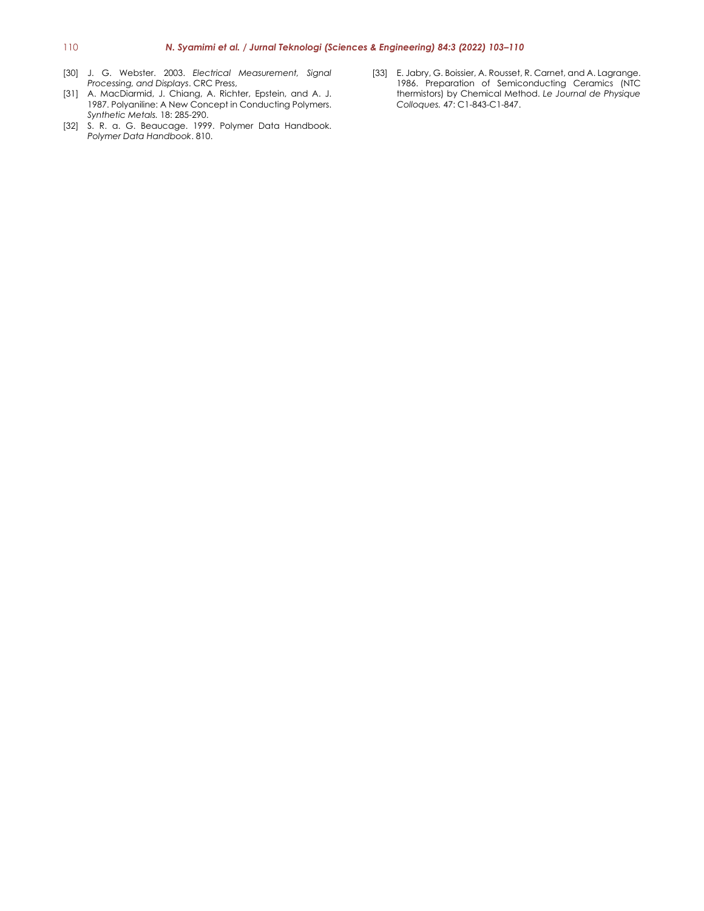[30] J. G. Webster. 2003. *Electrical Measurement, Signal Processing, and Displays*. CRC Press,

[31] A. MacDiarmid, J. Chiang, A. Richter, Epstein, and A. J. 1987. Polyaniline: A New Concept in Conducting Polymers. *Synthetic Metals.* 18: 285-290.

[32] S. R. a. G. Beaucage. 1999. Polymer Data Handbook. *Polymer Data Handbook*. 810.

[33] E. Jabry, G. Boissier, A. Rousset, R. Carnet, and A. Lagrange. 1986. Preparation of Semiconducting Ceramics (NTC thermistors) by Chemical Method. *Le Journal de Physique Colloques.* 47: C1-843-C1-847.